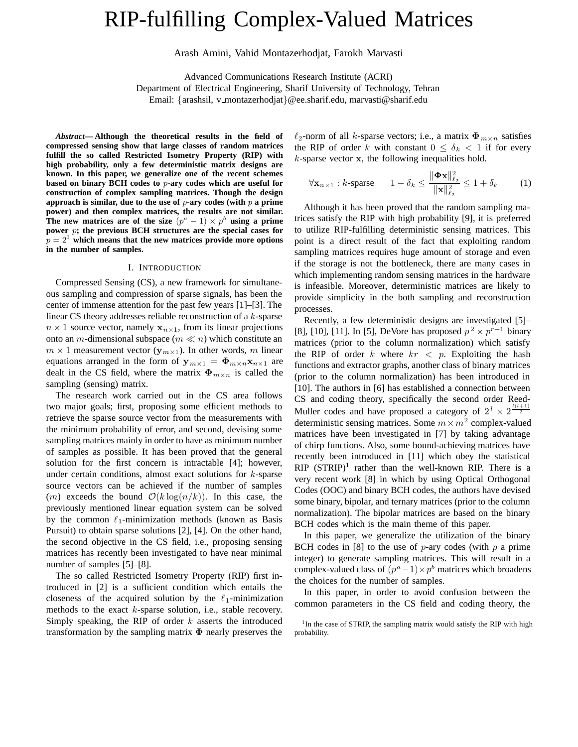# RIP-fulfilling Complex-Valued Matrices

Arash Amini, Vahid Montazerhodjat, Farokh Marvasti

Advanced Communications Research Institute (ACRI)
Department of Electrical Engineering, Sharif University of Technology, Tehran
Email: {arashsil, v_montazerhodjat}@ee.sharif.edu, marvasti@sharif.edu

***Abstract*— Although the theoretical results in the field of compressed sensing show that large classes of random matrices fulfill the so called Restricted Isometry Property (RIP) with high probability, only a few deterministic matrix designs are known. In this paper, we generalize one of the recent schemes based on binary BCH codes to $p$-ary codes which are useful for construction of complex sampling matrices. Though the design approach is similar, due to the use of $p$-ary codes (with $p$ a prime power) and then complex matrices, the results are not similar. The new matrices are of the size $(p^a - 1) \times p^b$ using a prime power $p$; the previous BCH structures are the special cases for $p = 2^1$ which means that the new matrices provide more options in the number of samples.**

## I. Introduction

Compressed Sensing (CS), a new framework for simultaneous sampling and compression of sparse signals, has been the center of immense attention for the past few years [1]–[3]. The linear CS theory addresses reliable reconstruction of a $k$-sparse $n \times 1$ source vector, namely $\mathbf{x}_{n\times 1}$, from its linear projections onto an $m$-dimensional subspace ($m \ll n$) which constitute an $m \times 1$ measurement vector ($\mathbf{y}_{m\times 1}$). In other words, $m$ linear equations arranged in the form of $\mathbf{y}_{m\times 1} = \mathbf{\Phi}_{m\times n}\mathbf{x}_{n\times 1}$ are dealt in the CS field, where the matrix $\mathbf{\Phi}_{m\times n}$ is called the sampling (sensing) matrix.

The research work carried out in the CS area follows two major goals; first, proposing some efficient methods to retrieve the sparse source vector from the measurements with the minimum probability of error, and second, devising some sampling matrices mainly in order to have as minimum number of samples as possible. It has been proved that the general solution for the first concern is intractable [4]; however, under certain conditions, almost exact solutions for $k$-sparse source vectors can be achieved if the number of samples ($m$) exceeds the bound $\mathcal{O}(k\log(n/k))$. In this case, the previously mentioned linear equation system can be solved by the common $\ell_1$-minimization methods (known as Basis Pursuit) to obtain sparse solutions [2], [4]. On the other hand, the second objective in the CS field, i.e., proposing sensing matrices has recently been investigated to have near minimal number of samples [5]–[8].

The so called Restricted Isometry Property (RIP) first introduced in [2] is a sufficient condition which entails the closeness of the acquired solution by the $\ell_1$-minimization methods to the exact $k$-sparse solution, i.e., stable recovery. Simply speaking, the RIP of order $k$ asserts the introduced transformation by the sampling matrix $\mathbf{\Phi}$ nearly preserves the $\ell_2$-norm of all $k$-sparse vectors; i.e., a matrix $\mathbf{\Phi}_{m\times n}$ satisfies the RIP of order $k$ with constant $0 \leq \delta_k < 1$ if for every $k$-sparse vector $\mathbf{x}$, the following inequalities hold.

$$\forall \mathbf{x}_{n\times 1} : k\text{-sparse} \qquad 1 - \delta_k \leq \frac{\|\mathbf{\Phi x}\|_{\ell_2}^2}{\|\mathbf{x}\|_{\ell_2}^2} \leq 1 + \delta_k \tag{1}$$

Although it has been proved that the random sampling matrices satisfy the RIP with high probability [9], it is preferred to utilize RIP-fulfilling deterministic sensing matrices. This point is a direct result of the fact that exploiting random sampling matrices requires huge amount of storage and even if the storage is not the bottleneck, there are many cases in which implementing random sensing matrices in the hardware is infeasible. Moreover, deterministic matrices are likely to provide simplicity in the both sampling and reconstruction processes.

Recently, a few deterministic designs are investigated [5]–[8], [10], [11]. In [5], DeVore has proposed $p^2 \times p^{r+1}$ binary matrices (prior to the column normalization) which satisfy the RIP of order $k$ where $kr < p$. Exploiting the hash functions and extractor graphs, another class of binary matrices (prior to the column normalization) has been introduced in [10]. The authors in [6] has established a connection between CS and coding theory, specifically the second order Reed-Muller codes and have proposed a category of $2^l \times 2^{\frac{l(l+1)}{2}}$ deterministic sensing matrices. Some $m \times m^2$ complex-valued matrices have been investigated in [7] by taking advantage of chirp functions. Also, some bound-achieving matrices have recently been introduced in [11] which obey the statistical RIP (STRIP)[1] rather than the well-known RIP. There is a very recent work [8] in which by using Optical Orthogonal Codes (OOC) and binary BCH codes, the authors have devised some binary, bipolar, and ternary matrices (prior to the column normalization). The bipolar matrices are based on the binary BCH codes which is the main theme of this paper.

In this paper, we generalize the utilization of the binary BCH codes in [8] to the use of $p$-ary codes (with $p$ a prime integer) to generate sampling matrices. This will result in a complex-valued class of $(p^a - 1) \times p^b$ matrices which broadens the choices for the number of samples.

In this paper, in order to avoid confusion between the common parameters in the CS field and coding theory, the

[1] In the case of STRIP, the sampling matrix would satisfy the RIP with high probability.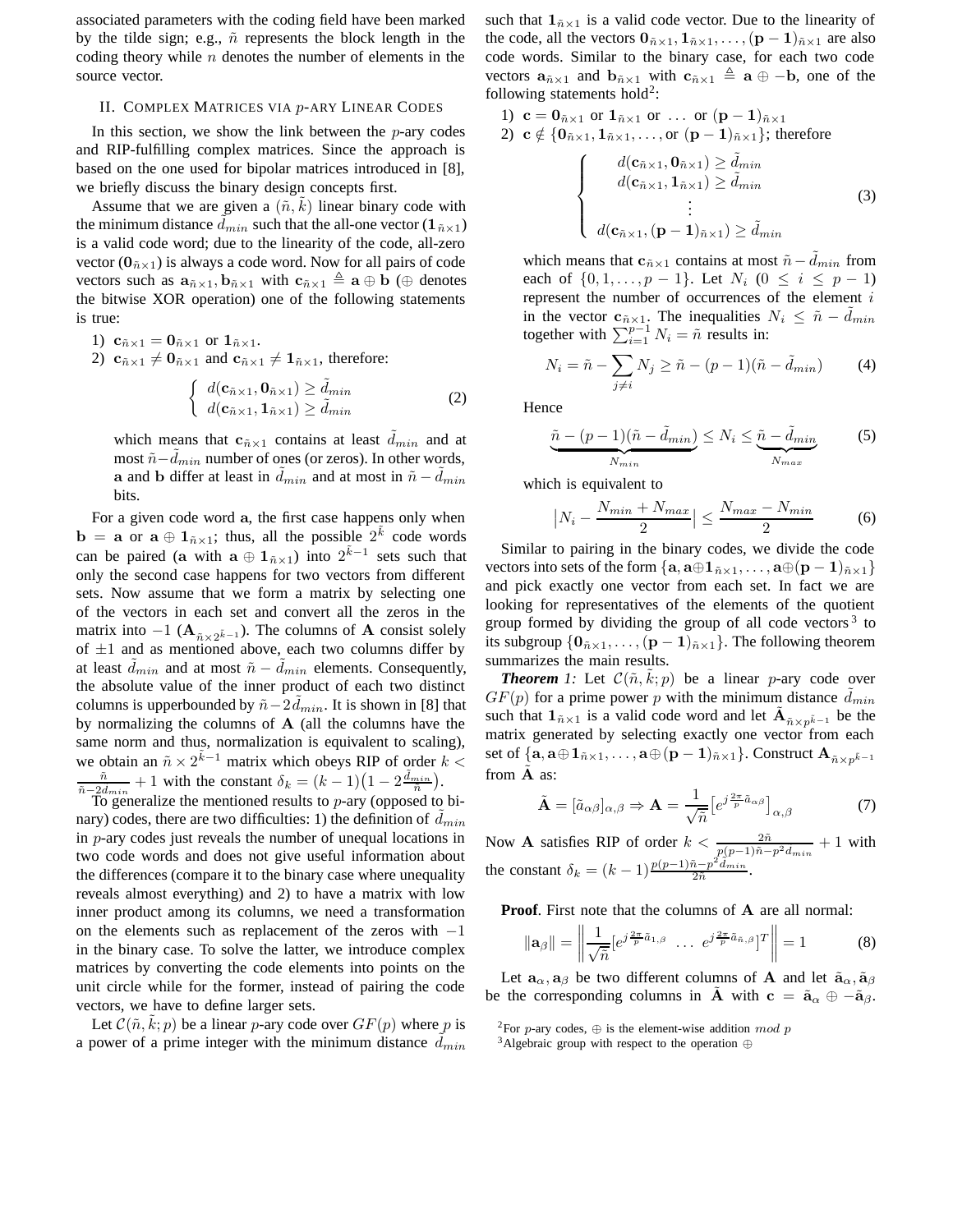associated parameters with the coding field have been marked by the tilde sign; e.g., $\tilde{n}$ represents the block length in the coding theory while $n$ denotes the number of elements in the source vector.

## II. Complex Matrices via $p$-ary Linear Codes

In this section, we show the link between the $p$-ary codes and RIP-fulfilling complex matrices. Since the approach is based on the one used for bipolar matrices introduced in [8], we briefly discuss the binary design concepts first.

Assume that we are given a $(\tilde{n}, \tilde{k})$ linear binary code with the minimum distance $\tilde{d}_{min}$ such that the all-one vector ($\mathbf{1}_{\tilde{n}\times 1}$) is a valid code word; due to the linearity of the code, all-zero vector ($\mathbf{0}_{\tilde{n}\times 1}$) is always a code word. Now for all pairs of code vectors such as $\mathbf{a}_{\tilde{n}\times 1}, \mathbf{b}_{\tilde{n}\times 1}$ with $\mathbf{c}_{\tilde{n}\times 1} \triangleq \mathbf{a} \oplus \mathbf{b}$ ($\oplus$ denotes the bitwise XOR operation) one of the following statements is true:

1) $\mathbf{c}_{\tilde{n}\times 1} = \mathbf{0}_{\tilde{n}\times 1}$ or $\mathbf{1}_{\tilde{n}\times 1}$.
2) $\mathbf{c}_{\tilde{n}\times 1} \neq \mathbf{0}_{\tilde{n}\times 1}$ and $\mathbf{c}_{\tilde{n}\times 1} \neq \mathbf{1}_{\tilde{n}\times 1}$, therefore:

$$\left\{ \begin{array}{l} d(\mathbf{c}_{\tilde{n}\times 1}, \mathbf{0}_{\tilde{n}\times 1}) \geq \tilde{d}_{min} \\ d(\mathbf{c}_{\tilde{n}\times 1}, \mathbf{1}_{\tilde{n}\times 1}) \geq \tilde{d}_{min} \end{array} \right. \tag{2}$$

which means that $\mathbf{c}_{\tilde{n}\times 1}$ contains at least $\tilde{d}_{min}$ and at most $\tilde{n}-\tilde{d}_{min}$ number of ones (or zeros). In other words, $\mathbf{a}$ and $\mathbf{b}$ differ at least in $\tilde{d}_{min}$ and at most in $\tilde{n}-\tilde{d}_{min}$ bits.

For a given code word $\mathbf{a}$, the first case happens only when $\mathbf{b} = \mathbf{a}$ or $\mathbf{a} \oplus \mathbf{1}_{\tilde{n}\times 1}$; thus, all the possible $2^{\tilde{k}}$ code words can be paired ($\mathbf{a}$ with $\mathbf{a} \oplus \mathbf{1}_{\tilde{n}\times 1}$) into $2^{\tilde{k}-1}$ sets such that only the second case happens for two vectors from different sets. Now assume that we form a matrix by selecting one of the vectors in each set and convert all the zeros in the matrix into $-1$ ($\mathbf{A}_{\tilde{n}\times 2^{\tilde{k}-1}}$). The columns of $\mathbf{A}$ consist solely of $\pm 1$ and as mentioned above, each two columns differ by at least $\tilde{d}_{min}$ and at most $\tilde{n}-\tilde{d}_{min}$ elements. Consequently, the absolute value of the inner product of each two distinct columns is upperbounded by $\tilde{n}-2\tilde{d}_{min}$. It is shown in [8] that by normalizing the columns of $\mathbf{A}$ (all the columns have the same norm and thus, normalization is equivalent to scaling), we obtain an $\tilde{n}\times 2^{\tilde{k}-1}$ matrix which obeys RIP of order $k < \frac{\tilde{n}}{\tilde{n}-2d_{min}} + 1$ with the constant $\delta_k = (k-1)\big(1 - 2\frac{\tilde{d}_{min}}{\tilde{n}}\big)$.

To generalize the mentioned results to $p$-ary (opposed to binary) codes, there are two difficulties: 1) the definition of $\tilde{d}_{min}$ in $p$-ary codes just reveals the number of unequal locations in two code words and does not give useful information about the differences (compare it to the binary case where unequality reveals almost everything) and 2) to have a matrix with low inner product among its columns, we need a transformation on the elements such as replacement of the zeros with $-1$ in the binary case. To solve the latter, we introduce complex matrices by converting the code elements into points on the unit circle while for the former, instead of pairing the code vectors, we have to define larger sets.

Let $\mathcal{C}(\tilde{n}, \tilde{k}; p)$ be a linear $p$-ary code over $GF(p)$ where $p$ is a power of a prime integer with the minimum distance $\tilde{d}_{min}$ such that $\mathbf{1}_{\tilde{n}\times 1}$ is a valid code vector. Due to the linearity of the code, all the vectors $\mathbf{0}_{\tilde{n}\times 1}, \mathbf{1}_{\tilde{n}\times 1}, \ldots, (\mathbf{p-1})_{\tilde{n}\times 1}$ are also code words. Similar to the binary case, for each two code vectors $\mathbf{a}_{\tilde{n}\times 1}$ and $\mathbf{b}_{\tilde{n}\times 1}$ with $\mathbf{c}_{\tilde{n}\times 1} \triangleq \mathbf{a} \oplus -\mathbf{b}$, one of the following statements hold[2]:

1) $\mathbf{c} = \mathbf{0}_{\tilde{n}\times 1}$ or $\mathbf{1}_{\tilde{n}\times 1}$ or $\ldots$ or $(\mathbf{p-1})_{\tilde{n}\times 1}$
2) $\mathbf{c} \notin \{\mathbf{0}_{\tilde{n}\times 1}, \mathbf{1}_{\tilde{n}\times 1}, \ldots, \text{or } (\mathbf{p-1})_{\tilde{n}\times 1}\}$; therefore

$$\left\{ \begin{array}{c} d(\mathbf{c}_{\tilde{n}\times 1}, \mathbf{0}_{\tilde{n}\times 1}) \geq \tilde{d}_{min} \\ d(\mathbf{c}_{\tilde{n}\times 1}, \mathbf{1}_{\tilde{n}\times 1}) \geq \tilde{d}_{min} \\ \vdots \\ d(\mathbf{c}_{\tilde{n}\times 1}, (\mathbf{p-1})_{\tilde{n}\times 1}) \geq \tilde{d}_{min} \end{array} \right. \tag{3}$$

which means that $\mathbf{c}_{\tilde{n}\times 1}$ contains at most $\tilde{n}-\tilde{d}_{min}$ from each of $\{0, 1, \ldots, p-1\}$. Let $N_i$ ($0 \leq i \leq p-1$) represent the number of occurrences of the element $i$ in the vector $\mathbf{c}_{\tilde{n}\times 1}$. The inequalities $N_i \leq \tilde{n}-\tilde{d}_{min}$ together with $\sum_{i=1}^{p-1} N_i = \tilde{n}$ results in:

$$N_i = \tilde{n} - \sum_{j\neq i} N_j \geq \tilde{n} - (p-1)(\tilde{n}-\tilde{d}_{min}) \tag{4}$$

Hence

$$\underbrace{\tilde{n} - (p-1)(\tilde{n}-\tilde{d}_{min})}_{N_{min}} \leq N_i \leq \underbrace{\tilde{n}-\tilde{d}_{min}}_{N_{max}} \tag{5}$$

which is equivalent to

$$\big|N_i - \frac{N_{min}+N_{max}}{2}\big| \leq \frac{N_{max}-N_{min}}{2} \tag{6}$$

Similar to pairing in the binary codes, we divide the code vectors into sets of the form $\{\mathbf{a}, \mathbf{a}\oplus\mathbf{1}_{\tilde{n}\times 1}, \ldots, \mathbf{a}\oplus(\mathbf{p-1})_{\tilde{n}\times 1}\}$ and pick exactly one vector from each set. In fact we are looking for representatives of the elements of the quotient group formed by dividing the group of all code vectors[3] to its subgroup $\{\mathbf{0}_{\tilde{n}\times 1}, \ldots, (\mathbf{p-1})_{\tilde{n}\times 1}\}$. The following theorem summarizes the main results.

***Theorem 1:*** Let $\mathcal{C}(\tilde{n}, \tilde{k}; p)$ be a linear $p$-ary code over $GF(p)$ for a prime power $p$ with the minimum distance $\tilde{d}_{min}$ such that $\mathbf{1}_{\tilde{n}\times 1}$ is a valid code word and let $\tilde{\mathbf{A}}_{\tilde{n}\times p^{\tilde{k}-1}}$ be the matrix generated by selecting exactly one vector from each set of $\{\mathbf{a}, \mathbf{a}\oplus\mathbf{1}_{\tilde{n}\times 1}, \ldots, \mathbf{a}\oplus(\mathbf{p-1})_{\tilde{n}\times 1}\}$. Construct $\mathbf{A}_{\tilde{n}\times p^{\tilde{k}-1}}$ from $\tilde{\mathbf{A}}$ as:

$$\tilde{\mathbf{A}} = [\tilde{a}_{\alpha\beta}]_{\alpha,\beta} \Rightarrow \mathbf{A} = \frac{1}{\sqrt{\tilde{n}}}\big[e^{j\frac{2\pi}{p}\tilde{a}_{\alpha\beta}}\big]_{\alpha,\beta} \tag{7}$$

Now $\mathbf{A}$ satisfies RIP of order $k < \frac{2\tilde{n}}{p(p-1)\tilde{n}-p^2 d_{min}} + 1$ with the constant $\delta_k = (k-1)\frac{p(p-1)\tilde{n}-p^2\tilde{d}_{min}}{2\tilde{n}}$.

**Proof**. First note that the columns of $\mathbf{A}$ are all normal:

$$\|\mathbf{a}_\beta\| = \left\| \frac{1}{\sqrt{\tilde{n}}}\big[e^{j\frac{2\pi}{p}\tilde{a}_{1,\beta}} \ \ldots \ e^{j\frac{2\pi}{p}\tilde{a}_{\tilde{n},\beta}}\big]^T \right\| = 1 \tag{8}$$

Let $\mathbf{a}_\alpha, \mathbf{a}_\beta$ be two different columns of $\mathbf{A}$ and let $\tilde{\mathbf{a}}_\alpha, \tilde{\mathbf{a}}_\beta$ be the corresponding columns in $\tilde{\mathbf{A}}$ with $\mathbf{c} = \tilde{\mathbf{a}}_\alpha \oplus -\tilde{\mathbf{a}}_\beta$.

[2] For $p$-ary codes, $\oplus$ is the element-wise addition $mod\ p$

[3] Algebraic group with respect to the operation $\oplus$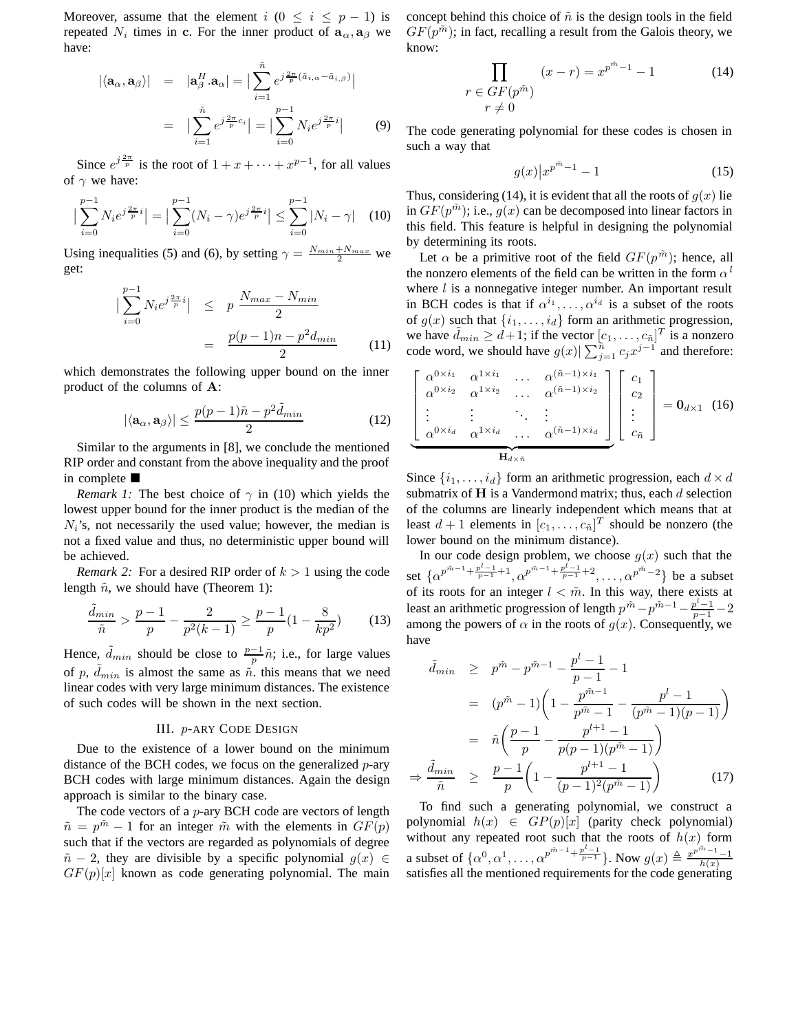Moreover, assume that the element $i$ ($0 \leq i \leq p-1$) is repeated $N_i$ times in $\mathbf{c}$. For the inner product of $\mathbf{a}_\alpha, \mathbf{a}_\beta$ we have:

$$
\begin{aligned}
|\langle \mathbf{a}_\alpha, \mathbf{a}_\beta \rangle| &= |\mathbf{a}_\beta^H . \mathbf{a}_\alpha| = \big| \sum_{i=1}^{\tilde{n}} e^{j\frac{2\pi}{p}(\tilde{a}_{i,\alpha} - \tilde{a}_{i,\beta})} \big| \\
&= \big| \sum_{i=1}^{\tilde{n}} e^{j\frac{2\pi}{p} c_i} \big| = \big| \sum_{i=0}^{p-1} N_i e^{j\frac{2\pi}{p} i} \big| \qquad (9)
\end{aligned}
$$

Since $e^{j\frac{2\pi}{p}}$ is the root of $1 + x + \cdots + x^{p-1}$, for all values of $\gamma$ we have:

$$
\big| \sum_{i=0}^{p-1} N_i e^{j\frac{2\pi}{p} i} \big| = \big| \sum_{i=0}^{p-1} (N_i - \gamma) e^{j\frac{2\pi}{p} i} \big| \leq \sum_{i=0}^{p-1} |N_i - \gamma| \qquad (10)
$$

Using inequalities (5) and (6), by setting $\gamma = \frac{N_{min} + N_{max}}{2}$ we get:

$$
\begin{aligned}
\big| \sum_{i=0}^{p-1} N_i e^{j\frac{2\pi}{p} i} \big| &\leq p \ \frac{N_{max} - N_{min}}{2} \\
&= \frac{p(p-1)n - p^2 d_{min}}{2} \qquad (11)
\end{aligned}
$$

which demonstrates the following upper bound on the inner product of the columns of $\mathbf{A}$:

$$
|\langle \mathbf{a}_\alpha, \mathbf{a}_\beta \rangle| \leq \frac{p(p-1)\tilde{n} - p^2 \tilde{d}_{min}}{2} \qquad (12)
$$

Similar to the arguments in [8], we conclude the mentioned RIP order and constant from the above inequality and the proof in complete ■

*Remark 1:* The best choice of $\gamma$ in (10) which yields the lowest upper bound for the inner product is the median of the $N_i$'s, not necessarily the used value; however, the median is not a fixed value and thus, no deterministic upper bound will be achieved.

*Remark 2:* For a desired RIP order of $k > 1$ using the code length $\tilde{n}$, we should have (Theorem 1):

$$
\frac{\tilde{d}_{min}}{\tilde{n}} > \frac{p-1}{p} - \frac{2}{p^2(k-1)} \geq \frac{p-1}{p}\left(1 - \frac{8}{kp^2}\right) \qquad (13)
$$

Hence, $\tilde{d}_{min}$ should be close to $\frac{p-1}{p}\tilde{n}$; i.e., for large values of $p$, $\tilde{d}_{min}$ is almost the same as $\tilde{n}$. this means that we need linear codes with very large minimum distances. The existence of such codes will be shown in the next section.

## III. $p$-ARY CODE DESIGN

Due to the existence of a lower bound on the minimum distance of the BCH codes, we focus on the generalized $p$-ary BCH codes with large minimum distances. Again the design approach is similar to the binary case.

The code vectors of a $p$-ary BCH code are vectors of length $\tilde{n} = p^{\tilde{m}} - 1$ for an integer $\tilde{m}$ with the elements in $GF(p)$ such that if the vectors are regarded as polynomials of degree $\tilde{n} - 2$, they are divisible by a specific polynomial $g(x) \in GF(p)[x]$ known as code generating polynomial. The main concept behind this choice of $\tilde{n}$ is the design tools in the field $GF(p^{\tilde{m}})$; in fact, recalling a result from the Galois theory, we know:

$$
\prod_{\substack{r \in GF(p^{\tilde{m}}) \\ r \neq 0}} (x - r) = x^{p^{\tilde{m}} - 1} - 1 \qquad (14)
$$

The code generating polynomial for these codes is chosen in such a way that

$$
g(x) | x^{p^{\tilde{m}} - 1} - 1 \qquad (15)
$$

Thus, considering (14), it is evident that all the roots of $g(x)$ lie in $GF(p^{\tilde{m}})$; i.e., $g(x)$ can be decomposed into linear factors in this field. This feature is helpful in designing the polynomial by determining its roots.

Let $\alpha$ be a primitive root of the field $GF(p^{\tilde{m}})$; hence, all the nonzero elements of the field can be written in the form $\alpha^l$ where $l$ is a nonnegative integer number. An important result in BCH codes is that if $\alpha^{i_1}, \ldots, \alpha^{i_d}$ is a subset of the roots of $g(x)$ such that $\{i_1, \ldots, i_d\}$ form an arithmetic progression, we have $\tilde{d}_{min} \geq d+1$; if the vector $[c_1, \ldots, c_{\tilde{n}}]^T$ is a nonzero code word, we should have $g(x) | \sum_{j=1}^{\tilde{n}} c_j x^{j-1}$ and therefore:

$$
\underbrace{\begin{bmatrix}
\alpha^{0 \times i_1} & \alpha^{1 \times i_1} & \ldots & \alpha^{(\tilde{n}-1) \times i_1} \\
\alpha^{0 \times i_2} & \alpha^{1 \times i_2} & \ldots & \alpha^{(\tilde{n}-1) \times i_2} \\
\vdots & \vdots & \ddots & \vdots \\
\alpha^{0 \times i_d} & \alpha^{1 \times i_d} & \ldots & \alpha^{(\tilde{n}-1) \times i_d}
\end{bmatrix}}_{\mathbf{H}_{d \times \tilde{n}}}
\begin{bmatrix} c_1 \\ c_2 \\ \vdots \\ c_{\tilde{n}} \end{bmatrix} = \mathbf{0}_{d \times 1} \qquad (16)
$$

Since $\{i_1, \ldots, i_d\}$ form an arithmetic progression, each $d \times d$ submatrix of $\mathbf{H}$ is a Vandermond matrix; thus, each $d$ selection of the columns are linearly independent which means that at least $d+1$ elements in $[c_1, \ldots, c_{\tilde{n}}]^T$ should be nonzero (the lower bound on the minimum distance).

In our code design problem, we choose $g(x)$ such that the set $\{\alpha^{p^{\tilde{m}-1} + \frac{p^l - 1}{p-1} + 1}, \alpha^{p^{\tilde{m}-1} + \frac{p^l - 1}{p-1} + 2}, \ldots, \alpha^{p^{\tilde{m}} - 2}\}$ be a subset of its roots for an integer $l < \tilde{m}$. In this way, there exists at least an arithmetic progression of length $p^{\tilde{m}} - p^{\tilde{m}-1} - \frac{p^l - 1}{p-1} - 2$ among the powers of $\alpha$ in the roots of $g(x)$. Consequently, we have

$$
\begin{aligned}
\tilde{d}_{min} &\geq p^{\tilde{m}} - p^{\tilde{m}-1} - \frac{p^l - 1}{p-1} - 1 \\
&= (p^{\tilde{m}} - 1)\bigg(1 - \frac{p^{\tilde{m}-1}}{p^{\tilde{m}} - 1} - \frac{p^l - 1}{(p^{\tilde{m}} - 1)(p-1)}\bigg) \\
&= \tilde{n}\bigg(\frac{p-1}{p} - \frac{p^{l+1} - 1}{p(p-1)(p^{\tilde{m}} - 1)}\bigg) \\
\Rightarrow \frac{\tilde{d}_{min}}{\tilde{n}} &\geq \frac{p-1}{p}\bigg(1 - \frac{p^{l+1} - 1}{(p-1)^2(p^{\tilde{m}} - 1)}\bigg) \qquad (17)
\end{aligned}
$$

To find such a generating polynomial, we construct a polynomial $h(x) \in GP(p)[x]$ (parity check polynomial) without any repeated root such that the roots of $h(x)$ form a subset of $\{\alpha^0, \alpha^1, \ldots, \alpha^{p^{\tilde{m}-1} + \frac{p^l - 1}{p-1}}\}$. Now $g(x) \triangleq \frac{x^{p^{\tilde{m}} - 1} - 1}{h(x)}$ satisfies all the mentioned requirements for the code generating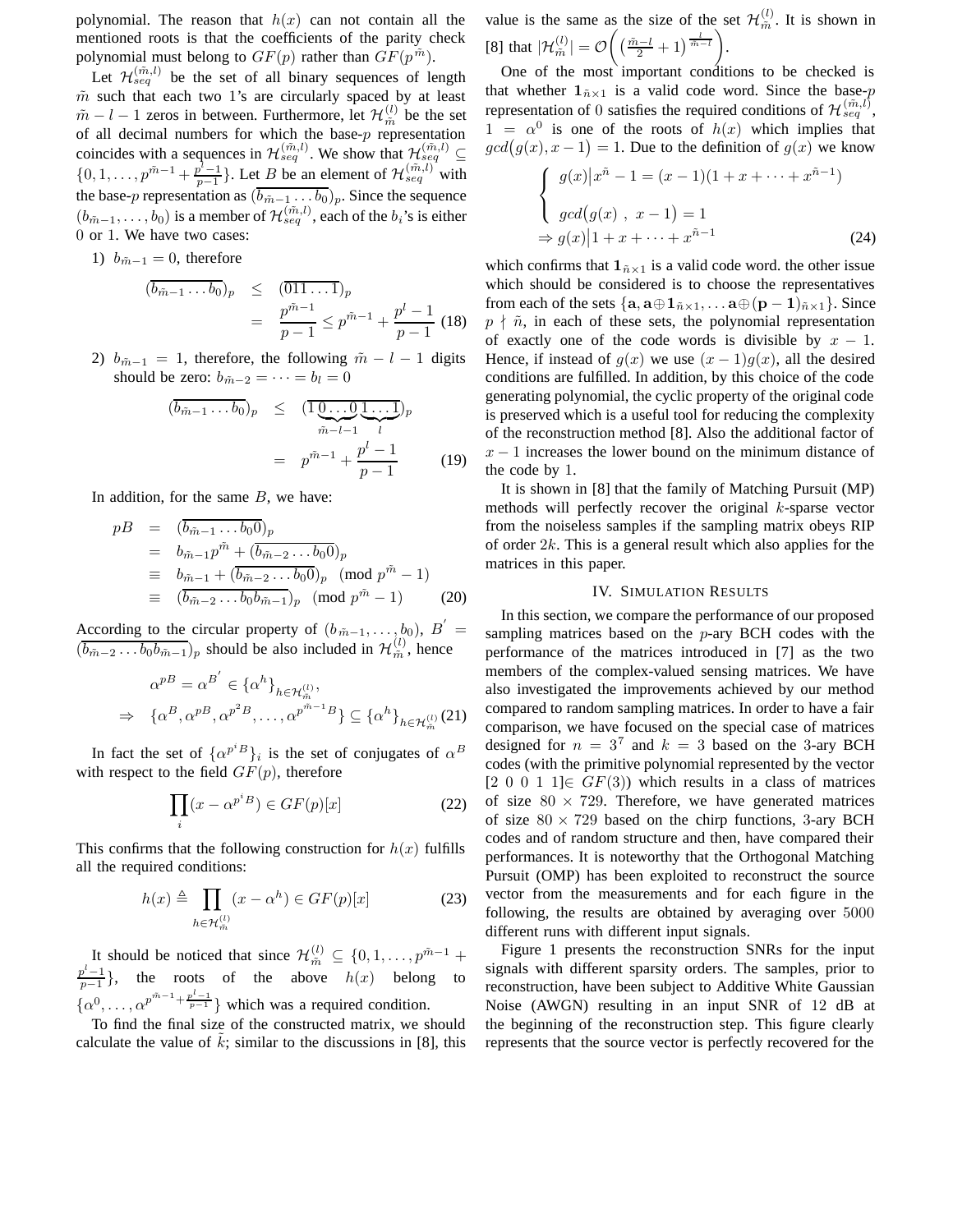polynomial. The reason that $h(x)$ can not contain all the mentioned roots is that the coefficients of the parity check polynomial must belong to $GF(p)$ rather than $GF(p^{\tilde{m}})$.

Let $\mathcal{H}_{seq}^{(\tilde{m},l)}$ be the set of all binary sequences of length $\tilde{m}$ such that each two 1's are circularly spaced by at least $\tilde{m}-l-1$ zeros in between. Furthermore, let $\mathcal{H}_{\tilde{m}}^{(l)}$ be the set of all decimal numbers for which the base-$p$ representation coincides with a sequences in $\mathcal{H}_{seq}^{(\tilde{m},l)}$. We show that $\mathcal{H}_{seq}^{(\tilde{m},l)} \subseteq \{0, 1, \dots, p^{\tilde{m}-1} + \frac{p^l-1}{p-1}\}$. Let $B$ be an element of $\mathcal{H}_{seq}^{(\tilde{m},l)}$ with the base-$p$ representation as $(\overline{b_{\tilde{m}-1}\dots b_0})_p$. Since the sequence $(b_{\tilde{m}-1}, \dots, b_0)$ is a member of $\mathcal{H}_{seq}^{(\tilde{m},l)}$, each of the $b_i$'s is either 0 or 1. We have two cases:

1) $b_{\tilde{m}-1} = 0$, therefore

$$\begin{aligned}(\overline{b_{\tilde{m}-1}\dots b_0})_p &\leq (\overline{011\dots 1})_p \\ &= \frac{p^{\tilde{m}-1}}{p-1} \leq p^{\tilde{m}-1} + \frac{p^l-1}{p-1} \quad (18)\end{aligned}$$

2) $b_{\tilde{m}-1} = 1$, therefore, the following $\tilde{m}-l-1$ digits should be zero: $b_{\tilde{m}-2} = \dots = b_l = 0$

$$\begin{aligned}(\overline{b_{\tilde{m}-1}\dots b_0})_p &\leq (\overline{1\underbrace{0\dots0}_{\tilde{m}-l-1}\underbrace{1\dots1}_{l}})_p \\ &= p^{\tilde{m}-1} + \frac{p^l-1}{p-1} \quad (19)\end{aligned}$$

In addition, for the same $B$, we have:

$$\begin{aligned}pB &= (\overline{b_{\tilde{m}-1}\dots b_0 0})_p \\ &= b_{\tilde{m}-1}p^{\tilde{m}} + (\overline{b_{\tilde{m}-2}\dots b_0 0})_p \\ &\equiv b_{\tilde{m}-1} + (\overline{b_{\tilde{m}-2}\dots b_0 0})_p \pmod{p^{\tilde{m}}-1} \\ &\equiv (\overline{b_{\tilde{m}-2}\dots b_0 b_{\tilde{m}-1}})_p \pmod{p^{\tilde{m}}-1} \quad (20)\end{aligned}$$

According to the circular property of $(b_{\tilde{m}-1}, \dots, b_0)$, $B' = (\overline{b_{\tilde{m}-2}\dots b_0 b_{\tilde{m}-1}})_p$ should be also included in $\mathcal{H}_{\tilde{m}}^{(l)}$, hence

$$\begin{aligned}&\alpha^{pB} = \alpha^{B'} \in \{\alpha^h\}_{h\in\mathcal{H}_{\tilde{m}}^{(l)}}, \\ \Rightarrow\ &\{\alpha^B, \alpha^{pB}, \alpha^{p^2B}, \dots, \alpha^{p^{\tilde{m}-1}B}\} \subseteq \{\alpha^h\}_{h\in\mathcal{H}_{\tilde{m}}^{(l)}} \quad (21)\end{aligned}$$

In fact the set of $\{\alpha^{p^iB}\}_i$ is the set of conjugates of $\alpha^B$ with respect to the field $GF(p)$, therefore

$$\prod_i (x - \alpha^{p^iB}) \in GF(p)[x] \quad (22)$$

This confirms that the following construction for $h(x)$ fulfills all the required conditions:

$$h(x) \triangleq \prod_{h\in\mathcal{H}_{\tilde{m}}^{(l)}} (x - \alpha^h) \in GF(p)[x] \quad (23)$$

It should be noticed that since $\mathcal{H}_{\tilde{m}}^{(l)} \subseteq \{0, 1, \dots, p^{\tilde{m}-1} + \frac{p^l-1}{p-1}\}$, the roots of the above $h(x)$ belong to $\{\alpha^0, \dots, \alpha^{p^{\tilde{m}-1}+\frac{p^l-1}{p-1}}\}$ which was a required condition.

To find the final size of the constructed matrix, we should calculate the value of $\tilde{k}$; similar to the discussions in [8], this value is the same as the size of the set $\mathcal{H}_{\tilde{m}}^{(l)}$. It is shown in [8] that $|\mathcal{H}_{\tilde{m}}^{(l)}| = \mathcal{O}\Big(\big(\frac{\tilde{m}-l}{2}+1\big)^{\frac{l}{\tilde{m}-l}}\Big)$.

One of the most important conditions to be checked is that whether $\mathbf{1}_{\tilde{n}\times 1}$ is a valid code word. Since the base-$p$ representation of 0 satisfies the required conditions of $\mathcal{H}_{seq}^{(\tilde{m},l)}$, $1 = \alpha^0$ is one of the roots of $h(x)$ which implies that $gcd\big(g(x), x-1\big) = 1$. Due to the definition of $g(x)$ we know

$$\left\{\begin{array}{l} g(x)\big|x^{\tilde{n}} - 1 = (x-1)(1 + x + \dots + x^{\tilde{n}-1}) \\ \\ gcd\big(g(x)\ ,\ x-1\big) = 1 \end{array}\right.$$
$$\Rightarrow g(x)\big|1 + x + \dots + x^{\tilde{n}-1} \quad (24)$$

which confirms that $\mathbf{1}_{\tilde{n}\times 1}$ is a valid code word. the other issue which should be considered is to choose the representatives from each of the sets $\{\mathbf{a}, \mathbf{a}\oplus\mathbf{1}_{\tilde{n}\times 1}, \dots \mathbf{a}\oplus(\mathbf{p}-\mathbf{1})_{\tilde{n}\times 1}\}$. Since $p \nmid \tilde{n}$, in each of these sets, the polynomial representation of exactly one of the code words is divisible by $x-1$. Hence, if instead of $g(x)$ we use $(x-1)g(x)$, all the desired conditions are fulfilled. In addition, by this choice of the code generating polynomial, the cyclic property of the original code is preserved which is a useful tool for reducing the complexity of the reconstruction method [8]. Also the additional factor of $x-1$ increases the lower bound on the minimum distance of the code by 1.

It is shown in [8] that the family of Matching Pursuit (MP) methods will perfectly recover the original $k$-sparse vector from the noiseless samples if the sampling matrix obeys RIP of order $2k$. This is a general result which also applies for the matrices in this paper.

## IV. Simulation Results

In this section, we compare the performance of our proposed sampling matrices based on the $p$-ary BCH codes with the performance of the matrices introduced in [7] as the two members of the complex-valued sensing matrices. We have also investigated the improvements achieved by our method compared to random sampling matrices. In order to have a fair comparison, we have focused on the special case of matrices designed for $n = 3^7$ and $k = 3$ based on the 3-ary BCH codes (with the primitive polynomial represented by the vector [2 0 0 1 1]$\in GF(3)$) which results in a class of matrices of size $80 \times 729$. Therefore, we have generated matrices of size $80 \times 729$ based on the chirp functions, 3-ary BCH codes and of random structure and then, have compared their performances. It is noteworthy that the Orthogonal Matching Pursuit (OMP) has been exploited to reconstruct the source vector from the measurements and for each figure in the following, the results are obtained by averaging over 5000 different runs with different input signals.

Figure 1 presents the reconstruction SNRs for the input signals with different sparsity orders. The samples, prior to reconstruction, have been subject to Additive White Gaussian Noise (AWGN) resulting in an input SNR of 12 dB at the beginning of the reconstruction step. This figure clearly represents that the source vector is perfectly recovered for the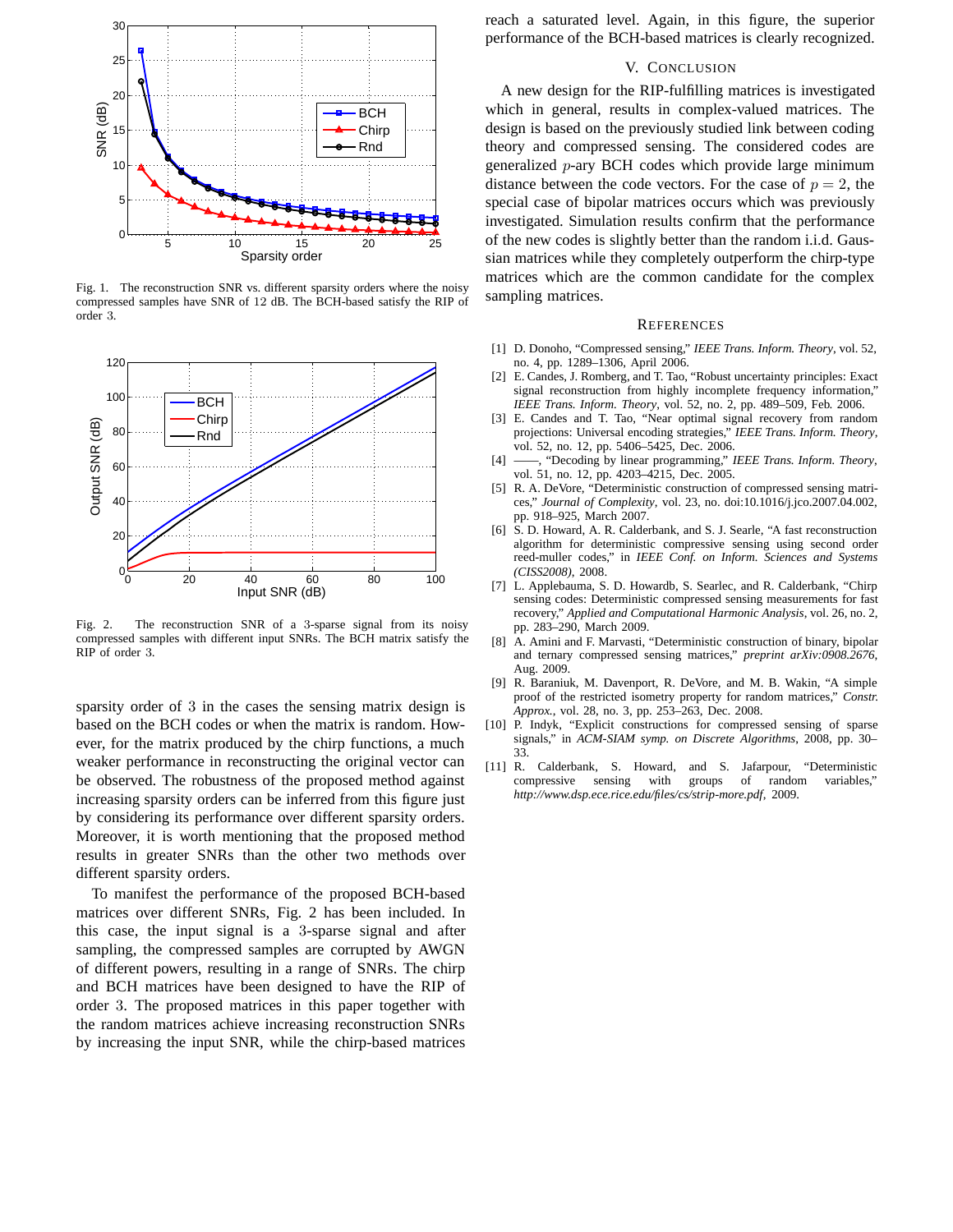SNR (dB)

30
25
20
15
10
5
0

5 10 15 20 25

Sparsity order

BCH
Chirp
Rnd

Fig. 1. The reconstruction SNR vs. different sparsity orders where the noisy compressed samples have SNR of 12 dB. The BCH-based satisfy the RIP of order 3.

Output SNR (dB)

120
100
80
60
40
20
0

0 20 40 60 80 100

Input SNR (dB)

BCH
Chirp
Rnd

Fig. 2. The reconstruction SNR of a 3-sparse signal from its noisy compressed samples with different input SNRs. The BCH matrix satisfy the RIP of order 3.

sparsity order of 3 in the cases the sensing matrix design is based on the BCH codes or when the matrix is random. However, for the matrix produced by the chirp functions, a much weaker performance in reconstructing the original vector can be observed. The robustness of the proposed method against increasing sparsity orders can be inferred from this figure just by considering its performance over different sparsity orders. Moreover, it is worth mentioning that the proposed method results in greater SNRs than the other two methods over different sparsity orders.

To manifest the performance of the proposed BCH-based matrices over different SNRs, Fig. 2 has been included. In this case, the input signal is a 3-sparse signal and after sampling, the compressed samples are corrupted by AWGN of different powers, resulting in a range of SNRs. The chirp and BCH matrices have been designed to have the RIP of order 3. The proposed matrices in this paper together with the random matrices achieve increasing reconstruction SNRs by increasing the input SNR, while the chirp-based matrices reach a saturated level. Again, in this figure, the superior performance of the BCH-based matrices is clearly recognized.

## V. Conclusion

A new design for the RIP-fulfilling matrices is investigated which in general, results in complex-valued matrices. The design is based on the previously studied link between coding theory and compressed sensing. The considered codes are generalized $p$-ary BCH codes which provide large minimum distance between the code vectors. For the case of $p = 2$, the special case of bipolar matrices occurs which was previously investigated. Simulation results confirm that the performance of the new codes is slightly better than the random i.i.d. Gaussian matrices while they completely outperform the chirp-type matrices which are the common candidate for the complex sampling matrices.

## References

[1] D. Donoho, "Compressed sensing," *IEEE Trans. Inform. Theory*, vol. 52, no. 4, pp. 1289–1306, April 2006.

[2] E. Candes, J. Romberg, and T. Tao, "Robust uncertainty principles: Exact signal reconstruction from highly incomplete frequency information," *IEEE Trans. Inform. Theory*, vol. 52, no. 2, pp. 489–509, Feb. 2006.

[3] E. Candes and T. Tao, "Near optimal signal recovery from random projections: Universal encoding strategies," *IEEE Trans. Inform. Theory*, vol. 52, no. 12, pp. 5406–5425, Dec. 2006.

[4] ——, "Decoding by linear programming," *IEEE Trans. Inform. Theory*, vol. 51, no. 12, pp. 4203–4215, Dec. 2005.

[5] R. A. DeVore, "Deterministic construction of compressed sensing matrices," *Journal of Complexity*, vol. 23, no. doi:10.1016/j.jco.2007.04.002, pp. 918–925, March 2007.

[6] S. D. Howard, A. R. Calderbank, and S. J. Searle, "A fast reconstruction algorithm for deterministic compressive sensing using second order reed-muller codes," in *IEEE Conf. on Inform. Sciences and Systems (CISS2008)*, 2008.

[7] L. Applebauma, S. D. Howardb, S. Searlec, and R. Calderbank, "Chirp sensing codes: Deterministic compressed sensing measurements for fast recovery," *Applied and Computational Harmonic Analysis*, vol. 26, no. 2, pp. 283–290, March 2009.

[8] A. Amini and F. Marvasti, "Deterministic construction of binary, bipolar and ternary compressed sensing matrices," *preprint arXiv:0908.2676*, Aug. 2009.

[9] R. Baraniuk, M. Davenport, R. DeVore, and M. B. Wakin, "A simple proof of the restricted isometry property for random matrices," *Constr. Approx.*, vol. 28, no. 3, pp. 253–263, Dec. 2008.

[10] P. Indyk, "Explicit constructions for compressed sensing of sparse signals," in *ACM-SIAM symp. on Discrete Algorithms*, 2008, pp. 30–33.

[11] R. Calderbank, S. Howard, and S. Jafarpour, "Deterministic compressive sensing with groups of random variables," *http://www.dsp.ece.rice.edu/files/cs/strip-more.pdf*, 2009.